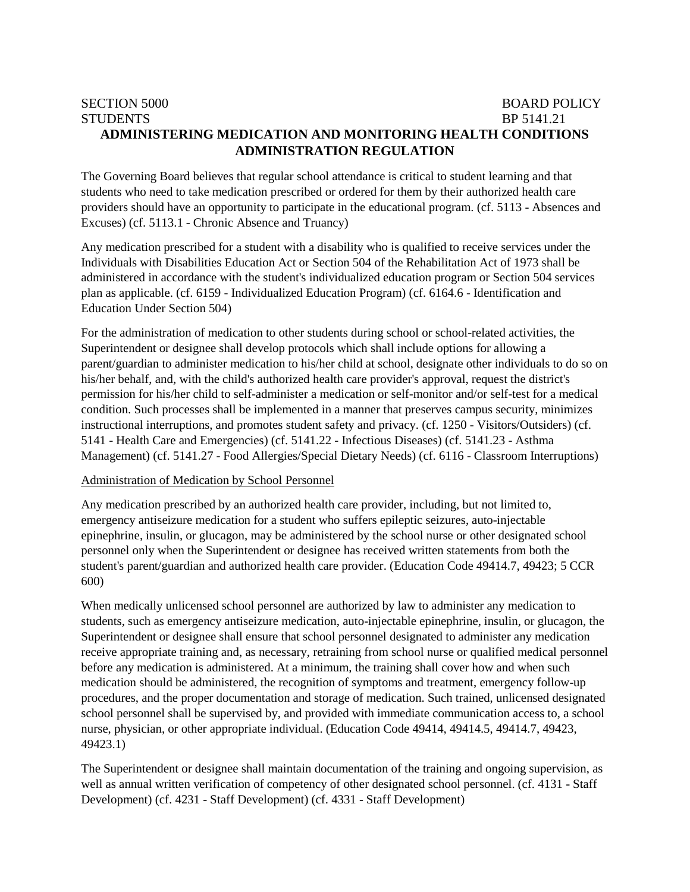SECTION 5000 BOARD POLICY
STUDENTS BP 5141.21

# ADMINISTERING MEDICATION AND MONITORING HEALTH CONDITIONS ADMINISTRATION REGULATION

The Governing Board believes that regular school attendance is critical to student learning and that students who need to take medication prescribed or ordered for them by their authorized health care providers should have an opportunity to participate in the educational program. (cf. 5113 - Absences and Excuses) (cf. 5113.1 - Chronic Absence and Truancy)

Any medication prescribed for a student with a disability who is qualified to receive services under the Individuals with Disabilities Education Act or Section 504 of the Rehabilitation Act of 1973 shall be administered in accordance with the student's individualized education program or Section 504 services plan as applicable. (cf. 6159 - Individualized Education Program) (cf. 6164.6 - Identification and Education Under Section 504)

For the administration of medication to other students during school or school-related activities, the Superintendent or designee shall develop protocols which shall include options for allowing a parent/guardian to administer medication to his/her child at school, designate other individuals to do so on his/her behalf, and, with the child's authorized health care provider's approval, request the district's permission for his/her child to self-administer a medication or self-monitor and/or self-test for a medical condition. Such processes shall be implemented in a manner that preserves campus security, minimizes instructional interruptions, and promotes student safety and privacy. (cf. 1250 - Visitors/Outsiders) (cf. 5141 - Health Care and Emergencies) (cf. 5141.22 - Infectious Diseases) (cf. 5141.23 - Asthma Management) (cf. 5141.27 - Food Allergies/Special Dietary Needs) (cf. 6116 - Classroom Interruptions)

## Administration of Medication by School Personnel

Any medication prescribed by an authorized health care provider, including, but not limited to, emergency antiseizure medication for a student who suffers epileptic seizures, auto-injectable epinephrine, insulin, or glucagon, may be administered by the school nurse or other designated school personnel only when the Superintendent or designee has received written statements from both the student's parent/guardian and authorized health care provider. (Education Code 49414.7, 49423; 5 CCR 600)

When medically unlicensed school personnel are authorized by law to administer any medication to students, such as emergency antiseizure medication, auto-injectable epinephrine, insulin, or glucagon, the Superintendent or designee shall ensure that school personnel designated to administer any medication receive appropriate training and, as necessary, retraining from school nurse or qualified medical personnel before any medication is administered. At a minimum, the training shall cover how and when such medication should be administered, the recognition of symptoms and treatment, emergency follow-up procedures, and the proper documentation and storage of medication. Such trained, unlicensed designated school personnel shall be supervised by, and provided with immediate communication access to, a school nurse, physician, or other appropriate individual. (Education Code 49414, 49414.5, 49414.7, 49423, 49423.1)

The Superintendent or designee shall maintain documentation of the training and ongoing supervision, as well as annual written verification of competency of other designated school personnel. (cf. 4131 - Staff Development) (cf. 4231 - Staff Development) (cf. 4331 - Staff Development)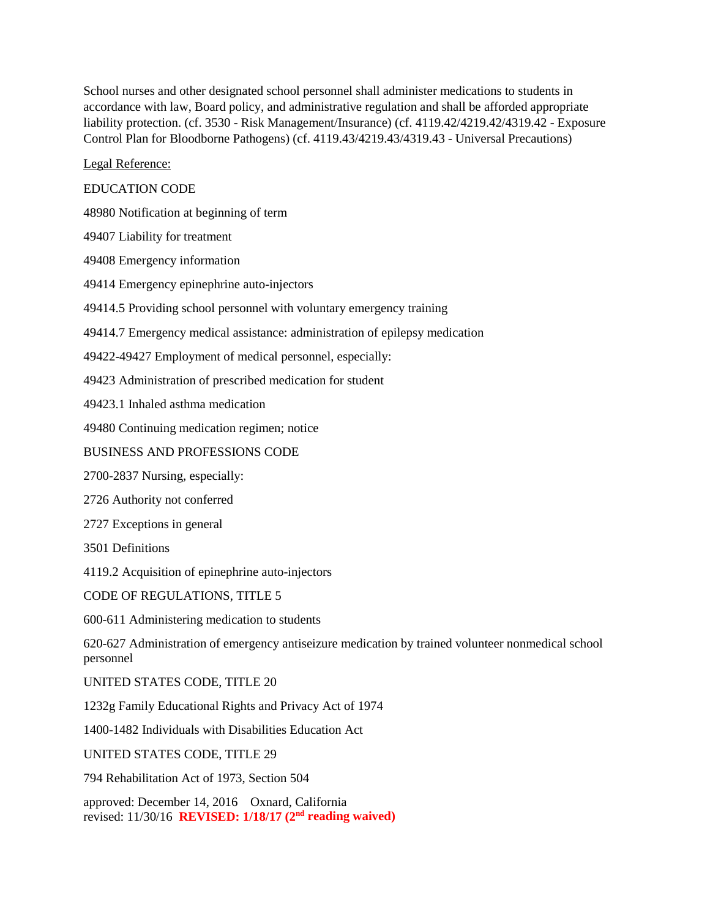School nurses and other designated school personnel shall administer medications to students in accordance with law, Board policy, and administrative regulation and shall be afforded appropriate liability protection. (cf. 3530 - Risk Management/Insurance) (cf. 4119.42/4219.42/4319.42 - Exposure Control Plan for Bloodborne Pathogens) (cf. 4119.43/4219.43/4319.43 - Universal Precautions)

Legal Reference:

EDUCATION CODE

48980 Notification at beginning of term

49407 Liability for treatment

49408 Emergency information

49414 Emergency epinephrine auto-injectors

49414.5 Providing school personnel with voluntary emergency training

49414.7 Emergency medical assistance: administration of epilepsy medication

49422-49427 Employment of medical personnel, especially:

49423 Administration of prescribed medication for student

49423.1 Inhaled asthma medication

49480 Continuing medication regimen; notice

BUSINESS AND PROFESSIONS CODE

2700-2837 Nursing, especially:

2726 Authority not conferred

2727 Exceptions in general

3501 Definitions

4119.2 Acquisition of epinephrine auto-injectors

CODE OF REGULATIONS, TITLE 5

600-611 Administering medication to students

620-627 Administration of emergency antiseizure medication by trained volunteer nonmedical school personnel

UNITED STATES CODE, TITLE 20

1232g Family Educational Rights and Privacy Act of 1974

1400-1482 Individuals with Disabilities Education Act

UNITED STATES CODE, TITLE 29

794 Rehabilitation Act of 1973, Section 504

approved: December 14, 2016 Oxnard, California
revised: 11/30/16 **REVISED: 1/18/17 (2nd reading waived)**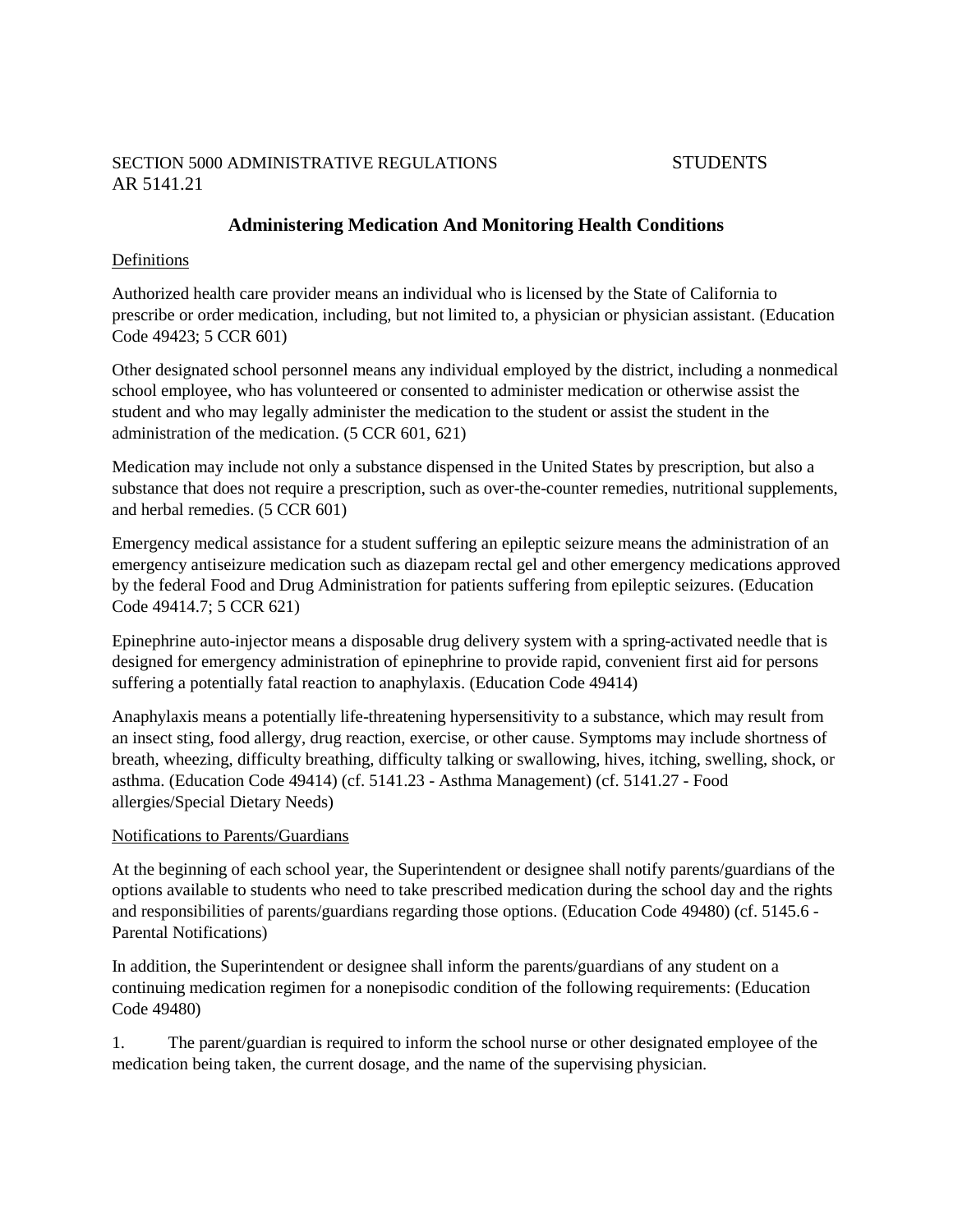SECTION 5000 ADMINISTRATIVE REGULATIONS STUDENTS
AR 5141.21

## Administering Medication And Monitoring Health Conditions

Definitions

Authorized health care provider means an individual who is licensed by the State of California to prescribe or order medication, including, but not limited to, a physician or physician assistant. (Education Code 49423; 5 CCR 601)

Other designated school personnel means any individual employed by the district, including a nonmedical school employee, who has volunteered or consented to administer medication or otherwise assist the student and who may legally administer the medication to the student or assist the student in the administration of the medication. (5 CCR 601, 621)

Medication may include not only a substance dispensed in the United States by prescription, but also a substance that does not require a prescription, such as over-the-counter remedies, nutritional supplements, and herbal remedies. (5 CCR 601)

Emergency medical assistance for a student suffering an epileptic seizure means the administration of an emergency antiseizure medication such as diazepam rectal gel and other emergency medications approved by the federal Food and Drug Administration for patients suffering from epileptic seizures. (Education Code 49414.7; 5 CCR 621)

Epinephrine auto-injector means a disposable drug delivery system with a spring-activated needle that is designed for emergency administration of epinephrine to provide rapid, convenient first aid for persons suffering a potentially fatal reaction to anaphylaxis. (Education Code 49414)

Anaphylaxis means a potentially life-threatening hypersensitivity to a substance, which may result from an insect sting, food allergy, drug reaction, exercise, or other cause. Symptoms may include shortness of breath, wheezing, difficulty breathing, difficulty talking or swallowing, hives, itching, swelling, shock, or asthma. (Education Code 49414) (cf. 5141.23 - Asthma Management) (cf. 5141.27 - Food allergies/Special Dietary Needs)

Notifications to Parents/Guardians

At the beginning of each school year, the Superintendent or designee shall notify parents/guardians of the options available to students who need to take prescribed medication during the school day and the rights and responsibilities of parents/guardians regarding those options. (Education Code 49480) (cf. 5145.6 - Parental Notifications)

In addition, the Superintendent or designee shall inform the parents/guardians of any student on a continuing medication regimen for a nonepisodic condition of the following requirements: (Education Code 49480)

1. The parent/guardian is required to inform the school nurse or other designated employee of the medication being taken, the current dosage, and the name of the supervising physician.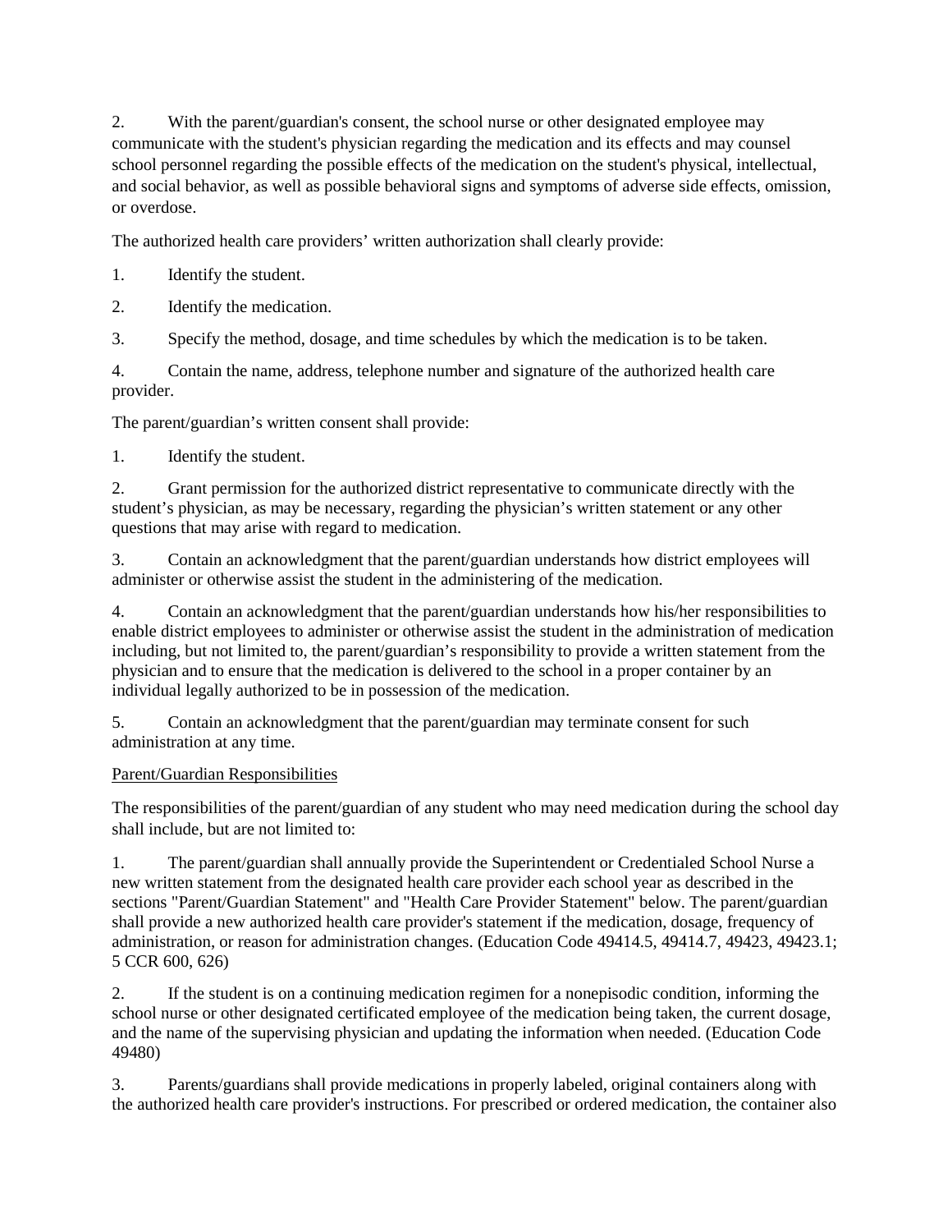2. With the parent/guardian's consent, the school nurse or other designated employee may communicate with the student's physician regarding the medication and its effects and may counsel school personnel regarding the possible effects of the medication on the student's physical, intellectual, and social behavior, as well as possible behavioral signs and symptoms of adverse side effects, omission, or overdose.

The authorized health care providers' written authorization shall clearly provide:

1. Identify the student.
2. Identify the medication.
3. Specify the method, dosage, and time schedules by which the medication is to be taken.
4. Contain the name, address, telephone number and signature of the authorized health care provider.

The parent/guardian's written consent shall provide:

1. Identify the student.
2. Grant permission for the authorized district representative to communicate directly with the student's physician, as may be necessary, regarding the physician's written statement or any other questions that may arise with regard to medication.
3. Contain an acknowledgment that the parent/guardian understands how district employees will administer or otherwise assist the student in the administering of the medication.
4. Contain an acknowledgment that the parent/guardian understands how his/her responsibilities to enable district employees to administer or otherwise assist the student in the administration of medication including, but not limited to, the parent/guardian's responsibility to provide a written statement from the physician and to ensure that the medication is delivered to the school in a proper container by an individual legally authorized to be in possession of the medication.
5. Contain an acknowledgment that the parent/guardian may terminate consent for such administration at any time.

<u>Parent/Guardian Responsibilities</u>

The responsibilities of the parent/guardian of any student who may need medication during the school day shall include, but are not limited to:

1. The parent/guardian shall annually provide the Superintendent or Credentialed School Nurse a new written statement from the designated health care provider each school year as described in the sections "Parent/Guardian Statement" and "Health Care Provider Statement" below. The parent/guardian shall provide a new authorized health care provider's statement if the medication, dosage, frequency of administration, or reason for administration changes. (Education Code 49414.5, 49414.7, 49423, 49423.1; 5 CCR 600, 626)
2. If the student is on a continuing medication regimen for a nonepisodic condition, informing the school nurse or other designated certificated employee of the medication being taken, the current dosage, and the name of the supervising physician and updating the information when needed. (Education Code 49480)
3. Parents/guardians shall provide medications in properly labeled, original containers along with the authorized health care provider's instructions. For prescribed or ordered medication, the container also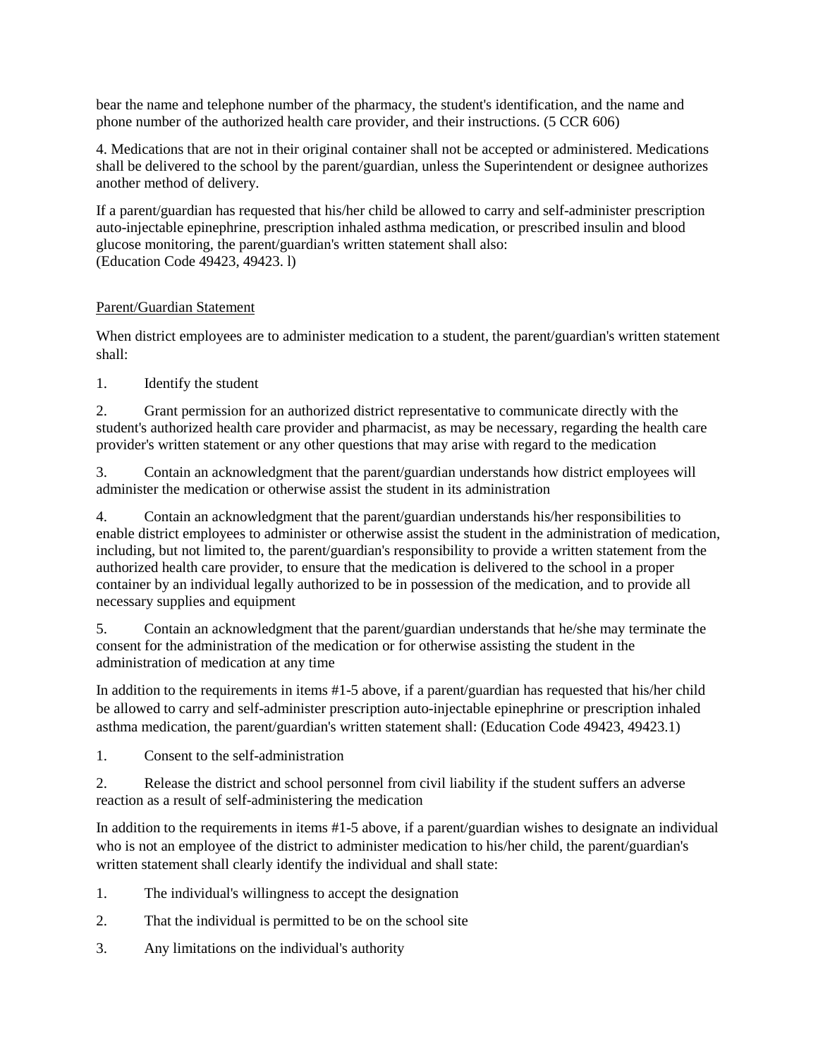bear the name and telephone number of the pharmacy, the student's identification, and the name and phone number of the authorized health care provider, and their instructions. (5 CCR 606)

4. Medications that are not in their original container shall not be accepted or administered. Medications shall be delivered to the school by the parent/guardian, unless the Superintendent or designee authorizes another method of delivery.

If a parent/guardian has requested that his/her child be allowed to carry and self-administer prescription auto-injectable epinephrine, prescription inhaled asthma medication, or prescribed insulin and blood glucose monitoring, the parent/guardian's written statement shall also:
(Education Code 49423, 49423. l)

Parent/Guardian Statement

When district employees are to administer medication to a student, the parent/guardian's written statement shall:

1. Identify the student

2. Grant permission for an authorized district representative to communicate directly with the student's authorized health care provider and pharmacist, as may be necessary, regarding the health care provider's written statement or any other questions that may arise with regard to the medication

3. Contain an acknowledgment that the parent/guardian understands how district employees will administer the medication or otherwise assist the student in its administration

4. Contain an acknowledgment that the parent/guardian understands his/her responsibilities to enable district employees to administer or otherwise assist the student in the administration of medication, including, but not limited to, the parent/guardian's responsibility to provide a written statement from the authorized health care provider, to ensure that the medication is delivered to the school in a proper container by an individual legally authorized to be in possession of the medication, and to provide all necessary supplies and equipment

5. Contain an acknowledgment that the parent/guardian understands that he/she may terminate the consent for the administration of the medication or for otherwise assisting the student in the administration of medication at any time

In addition to the requirements in items #1-5 above, if a parent/guardian has requested that his/her child be allowed to carry and self-administer prescription auto-injectable epinephrine or prescription inhaled asthma medication, the parent/guardian's written statement shall: (Education Code 49423, 49423.1)

1. Consent to the self-administration

2. Release the district and school personnel from civil liability if the student suffers an adverse reaction as a result of self-administering the medication

In addition to the requirements in items #1-5 above, if a parent/guardian wishes to designate an individual who is not an employee of the district to administer medication to his/her child, the parent/guardian's written statement shall clearly identify the individual and shall state:

1. The individual's willingness to accept the designation

2. That the individual is permitted to be on the school site

3. Any limitations on the individual's authority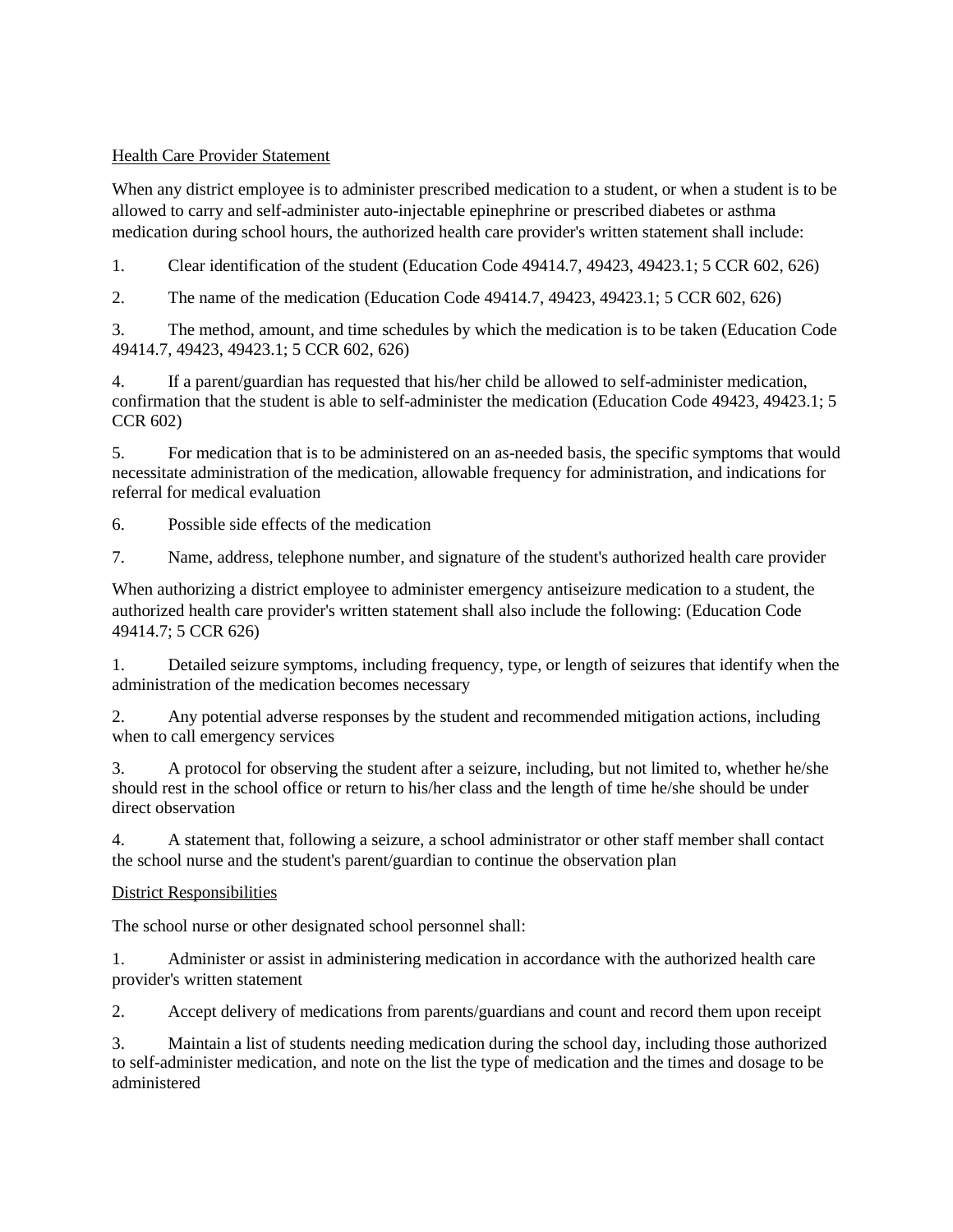Health Care Provider Statement

When any district employee is to administer prescribed medication to a student, or when a student is to be allowed to carry and self-administer auto-injectable epinephrine or prescribed diabetes or asthma medication during school hours, the authorized health care provider's written statement shall include:

1. Clear identification of the student (Education Code 49414.7, 49423, 49423.1; 5 CCR 602, 626)

2. The name of the medication (Education Code 49414.7, 49423, 49423.1; 5 CCR 602, 626)

3. The method, amount, and time schedules by which the medication is to be taken (Education Code 49414.7, 49423, 49423.1; 5 CCR 602, 626)

4. If a parent/guardian has requested that his/her child be allowed to self-administer medication, confirmation that the student is able to self-administer the medication (Education Code 49423, 49423.1; 5 CCR 602)

5. For medication that is to be administered on an as-needed basis, the specific symptoms that would necessitate administration of the medication, allowable frequency for administration, and indications for referral for medical evaluation

6. Possible side effects of the medication

7. Name, address, telephone number, and signature of the student's authorized health care provider

When authorizing a district employee to administer emergency antiseizure medication to a student, the authorized health care provider's written statement shall also include the following: (Education Code 49414.7; 5 CCR 626)

1. Detailed seizure symptoms, including frequency, type, or length of seizures that identify when the administration of the medication becomes necessary

2. Any potential adverse responses by the student and recommended mitigation actions, including when to call emergency services

3. A protocol for observing the student after a seizure, including, but not limited to, whether he/she should rest in the school office or return to his/her class and the length of time he/she should be under direct observation

4. A statement that, following a seizure, a school administrator or other staff member shall contact the school nurse and the student's parent/guardian to continue the observation plan

District Responsibilities

The school nurse or other designated school personnel shall:

1. Administer or assist in administering medication in accordance with the authorized health care provider's written statement

2. Accept delivery of medications from parents/guardians and count and record them upon receipt

3. Maintain a list of students needing medication during the school day, including those authorized to self-administer medication, and note on the list the type of medication and the times and dosage to be administered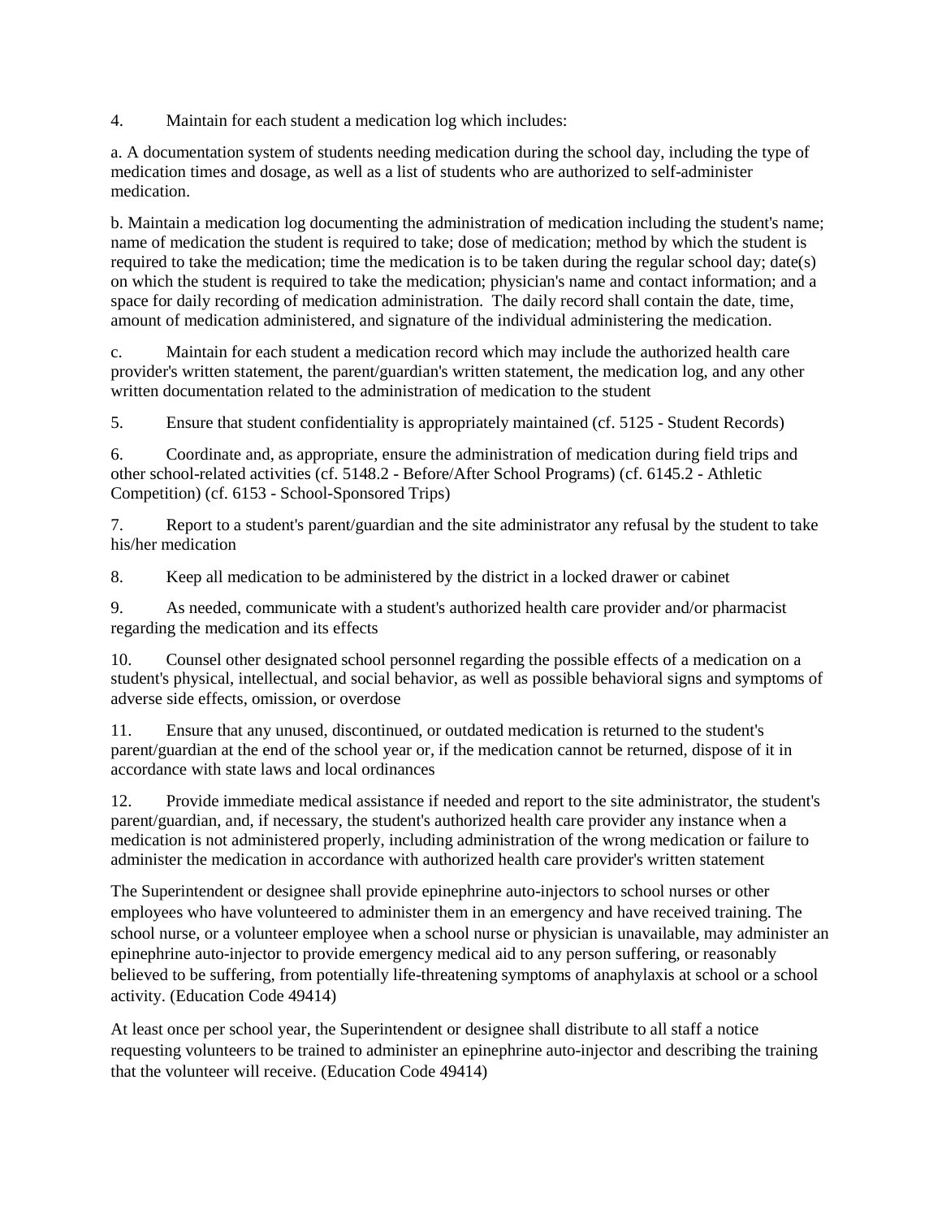4. Maintain for each student a medication log which includes:

a. A documentation system of students needing medication during the school day, including the type of medication times and dosage, as well as a list of students who are authorized to self-administer medication.

b. Maintain a medication log documenting the administration of medication including the student's name; name of medication the student is required to take; dose of medication; method by which the student is required to take the medication; time the medication is to be taken during the regular school day; date(s) on which the student is required to take the medication; physician's name and contact information; and a space for daily recording of medication administration. The daily record shall contain the date, time, amount of medication administered, and signature of the individual administering the medication.

c. Maintain for each student a medication record which may include the authorized health care provider's written statement, the parent/guardian's written statement, the medication log, and any other written documentation related to the administration of medication to the student

5. Ensure that student confidentiality is appropriately maintained (cf. 5125 - Student Records)

6. Coordinate and, as appropriate, ensure the administration of medication during field trips and other school-related activities (cf. 5148.2 - Before/After School Programs) (cf. 6145.2 - Athletic Competition) (cf. 6153 - School-Sponsored Trips)

7. Report to a student's parent/guardian and the site administrator any refusal by the student to take his/her medication

8. Keep all medication to be administered by the district in a locked drawer or cabinet

9. As needed, communicate with a student's authorized health care provider and/or pharmacist regarding the medication and its effects

10. Counsel other designated school personnel regarding the possible effects of a medication on a student's physical, intellectual, and social behavior, as well as possible behavioral signs and symptoms of adverse side effects, omission, or overdose

11. Ensure that any unused, discontinued, or outdated medication is returned to the student's parent/guardian at the end of the school year or, if the medication cannot be returned, dispose of it in accordance with state laws and local ordinances

12. Provide immediate medical assistance if needed and report to the site administrator, the student's parent/guardian, and, if necessary, the student's authorized health care provider any instance when a medication is not administered properly, including administration of the wrong medication or failure to administer the medication in accordance with authorized health care provider's written statement

The Superintendent or designee shall provide epinephrine auto-injectors to school nurses or other employees who have volunteered to administer them in an emergency and have received training. The school nurse, or a volunteer employee when a school nurse or physician is unavailable, may administer an epinephrine auto-injector to provide emergency medical aid to any person suffering, or reasonably believed to be suffering, from potentially life-threatening symptoms of anaphylaxis at school or a school activity. (Education Code 49414)

At least once per school year, the Superintendent or designee shall distribute to all staff a notice requesting volunteers to be trained to administer an epinephrine auto-injector and describing the training that the volunteer will receive. (Education Code 49414)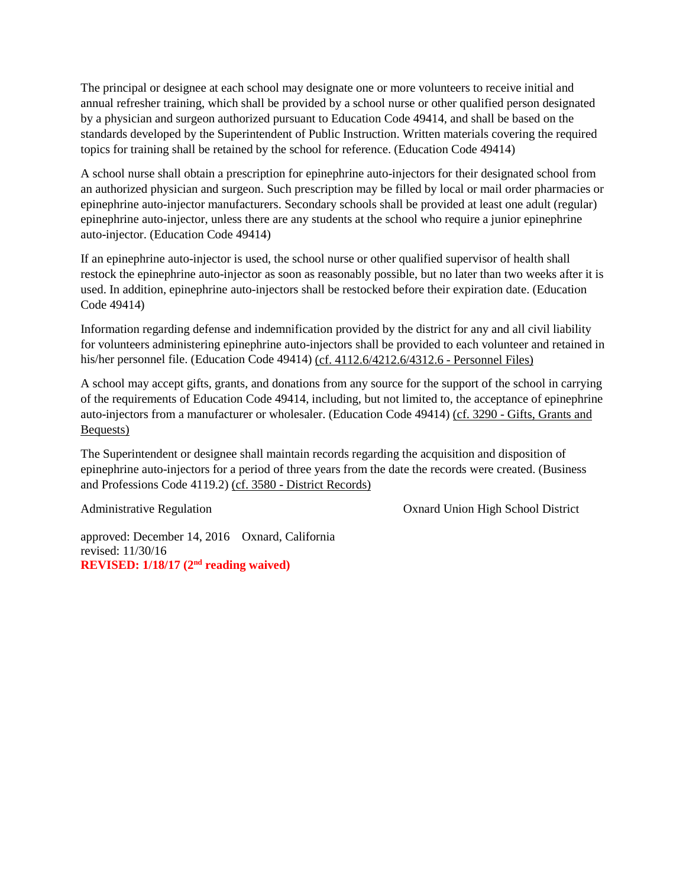The principal or designee at each school may designate one or more volunteers to receive initial and annual refresher training, which shall be provided by a school nurse or other qualified person designated by a physician and surgeon authorized pursuant to Education Code 49414, and shall be based on the standards developed by the Superintendent of Public Instruction. Written materials covering the required topics for training shall be retained by the school for reference. (Education Code 49414)

A school nurse shall obtain a prescription for epinephrine auto-injectors for their designated school from an authorized physician and surgeon. Such prescription may be filled by local or mail order pharmacies or epinephrine auto-injector manufacturers. Secondary schools shall be provided at least one adult (regular) epinephrine auto-injector, unless there are any students at the school who require a junior epinephrine auto-injector. (Education Code 49414)

If an epinephrine auto-injector is used, the school nurse or other qualified supervisor of health shall restock the epinephrine auto-injector as soon as reasonably possible, but no later than two weeks after it is used. In addition, epinephrine auto-injectors shall be restocked before their expiration date. (Education Code 49414)

Information regarding defense and indemnification provided by the district for any and all civil liability for volunteers administering epinephrine auto-injectors shall be provided to each volunteer and retained in his/her personnel file. (Education Code 49414) (cf. 4112.6/4212.6/4312.6 - Personnel Files)

A school may accept gifts, grants, and donations from any source for the support of the school in carrying of the requirements of Education Code 49414, including, but not limited to, the acceptance of epinephrine auto-injectors from a manufacturer or wholesaler. (Education Code 49414) (cf. 3290 - Gifts, Grants and Bequests)

The Superintendent or designee shall maintain records regarding the acquisition and disposition of epinephrine auto-injectors for a period of three years from the date the records were created. (Business and Professions Code 4119.2) (cf. 3580 - District Records)

Administrative Regulation Oxnard Union High School District

approved: December 14, 2016 Oxnard, California
revised: 11/30/16
**REVISED: 1/18/17 (2nd reading waived)**